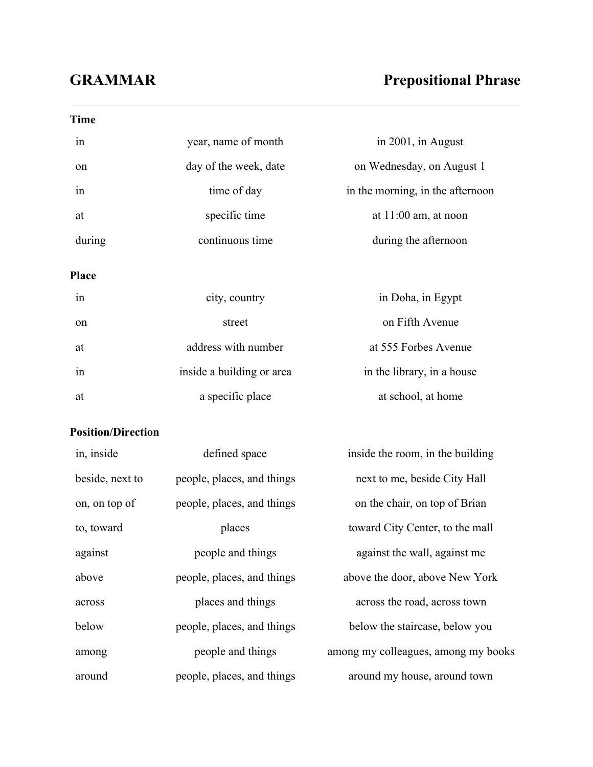# GRAMMAR — Prepositional Phrase

## Time

| | | |
|---|---|---|
| in | year, name of month | in 2001, in August |
| on | day of the week, date | on Wednesday, on August 1 |
| in | time of day | in the morning, in the afternoon |
| at | specific time | at 11:00 am, at noon |
| during | continuous time | during the afternoon |

## Place

| | | |
|---|---|---|
| in | city, country | in Doha, in Egypt |
| on | street | on Fifth Avenue |
| at | address with number | at 555 Forbes Avenue |
| in | inside a building or area | in the library, in a house |
| at | a specific place | at school, at home |

## Position/Direction

| | | |
|---|---|---|
| in, inside | defined space | inside the room, in the building |
| beside, next to | people, places, and things | next to me, beside City Hall |
| on, on top of | people, places, and things | on the chair, on top of Brian |
| to, toward | places | toward City Center, to the mall |
| against | people and things | against the wall, against me |
| above | people, places, and things | above the door, above New York |
| across | places and things | across the road, across town |
| below | people, places, and things | below the staircase, below you |
| among | people and things | among my colleagues, among my books |
| around | people, places, and things | around my house, around town |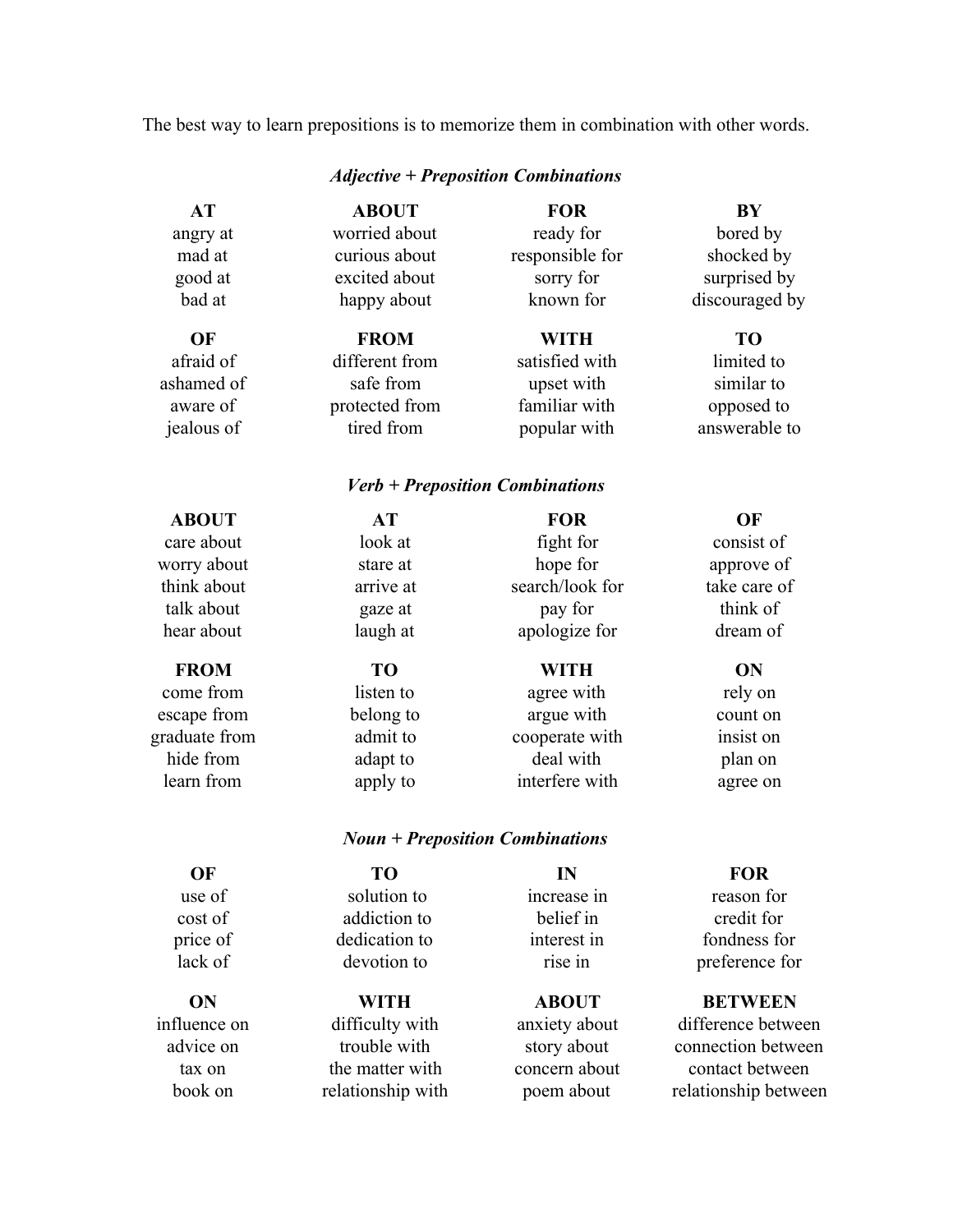The best way to learn prepositions is to memorize them in combination with other words.

### *Adjective + Preposition Combinations*

| AT | ABOUT | FOR | BY |
|---|---|---|---|
| angry at | worried about | ready for | bored by |
| mad at | curious about | responsible for | shocked by |
| good at | excited about | sorry for | surprised by |
| bad at | happy about | known for | discouraged by |

| OF | FROM | WITH | TO |
|---|---|---|---|
| afraid of | different from | satisfied with | limited to |
| ashamed of | safe from | upset with | similar to |
| aware of | protected from | familiar with | opposed to |
| jealous of | tired from | popular with | answerable to |

### *Verb + Preposition Combinations*

| ABOUT | AT | FOR | OF |
|---|---|---|---|
| care about | look at | fight for | consist of |
| worry about | stare at | hope for | approve of |
| think about | arrive at | search/look for | take care of |
| talk about | gaze at | pay for | think of |
| hear about | laugh at | apologize for | dream of |

| FROM | TO | WITH | ON |
|---|---|---|---|
| come from | listen to | agree with | rely on |
| escape from | belong to | argue with | count on |
| graduate from | admit to | cooperate with | insist on |
| hide from | adapt to | deal with | plan on |
| learn from | apply to | interfere with | agree on |

### *Noun + Preposition Combinations*

| OF | TO | IN | FOR |
|---|---|---|---|
| use of | solution to | increase in | reason for |
| cost of | addiction to | belief in | credit for |
| price of | dedication to | interest in | fondness for |
| lack of | devotion to | rise in | preference for |

| ON | WITH | ABOUT | BETWEEN |
|---|---|---|---|
| influence on | difficulty with | anxiety about | difference between |
| advice on | trouble with | story about | connection between |
| tax on | the matter with | concern about | contact between |
| book on | relationship with | poem about | relationship between |